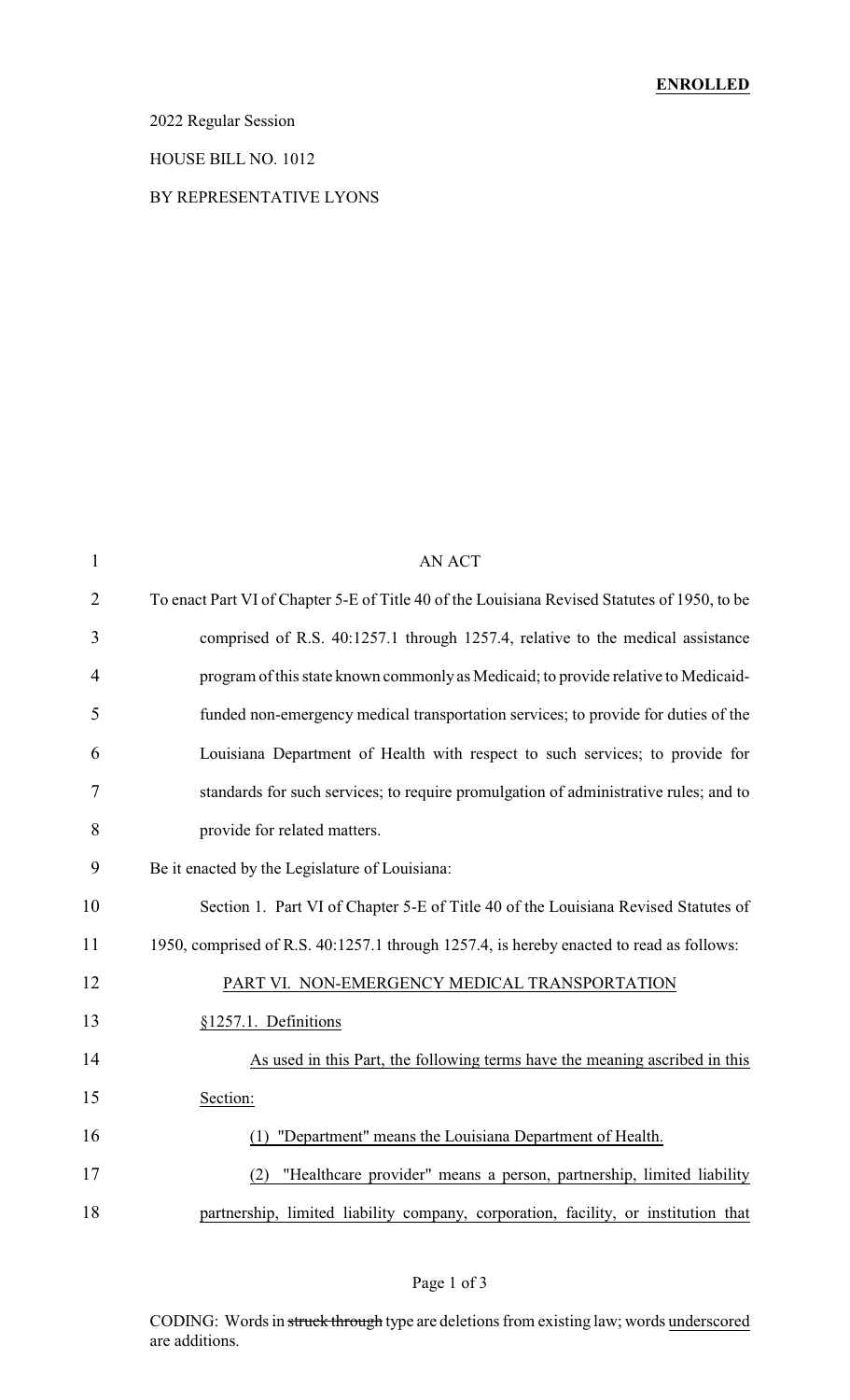**ENROLLED**

2022 Regular Session

HOUSE BILL NO. 1012

BY REPRESENTATIVE LYONS

AN ACT

To enact Part VI of Chapter 5-E of Title 40 of the Louisiana Revised Statutes of 1950, to be comprised of R.S. 40:1257.1 through 1257.4, relative to the medical assistance program of this state known commonly as Medicaid; to provide relative to Medicaid-funded non-emergency medical transportation services; to provide for duties of the Louisiana Department of Health with respect to such services; to provide for standards for such services; to require promulgation of administrative rules; and to provide for related matters.

Be it enacted by the Legislature of Louisiana:

Section 1. Part VI of Chapter 5-E of Title 40 of the Louisiana Revised Statutes of 1950, comprised of R.S. 40:1257.1 through 1257.4, is hereby enacted to read as follows:

PART VI. NON-EMERGENCY MEDICAL TRANSPORTATION

§1257.1. Definitions

As used in this Part, the following terms have the meaning ascribed in this Section:

(1) "Department" means the Louisiana Department of Health.

(2) "Healthcare provider" means a person, partnership, limited liability partnership, limited liability company, corporation, facility, or institution that

CODING: Words in ~~struck through~~ type are deletions from existing law; words underscored are additions.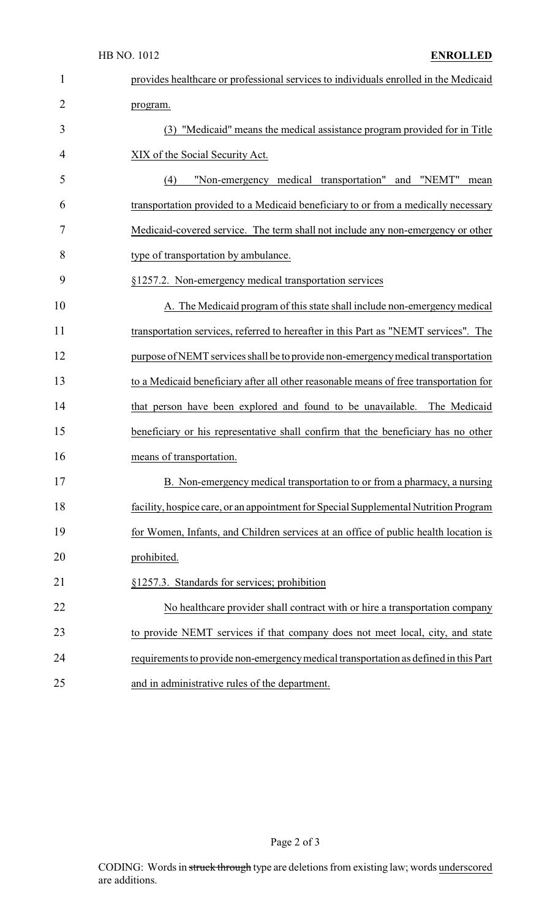provides healthcare or professional services to individuals enrolled in the Medicaid program.

(3) "Medicaid" means the medical assistance program provided for in Title XIX of the Social Security Act.

(4) "Non-emergency medical transportation" and "NEMT" mean transportation provided to a Medicaid beneficiary to or from a medically necessary Medicaid-covered service. The term shall not include any non-emergency or other type of transportation by ambulance.

§1257.2. Non-emergency medical transportation services

A. The Medicaid program of this state shall include non-emergency medical transportation services, referred to hereafter in this Part as "NEMT services". The purpose of NEMT services shall be to provide non-emergency medical transportation to a Medicaid beneficiary after all other reasonable means of free transportation for that person have been explored and found to be unavailable. The Medicaid beneficiary or his representative shall confirm that the beneficiary has no other means of transportation.

B. Non-emergency medical transportation to or from a pharmacy, a nursing facility, hospice care, or an appointment for Special Supplemental Nutrition Program for Women, Infants, and Children services at an office of public health location is prohibited.

§1257.3. Standards for services; prohibition

No healthcare provider shall contract with or hire a transportation company to provide NEMT services if that company does not meet local, city, and state requirements to provide non-emergency medical transportation as defined in this Part and in administrative rules of the department.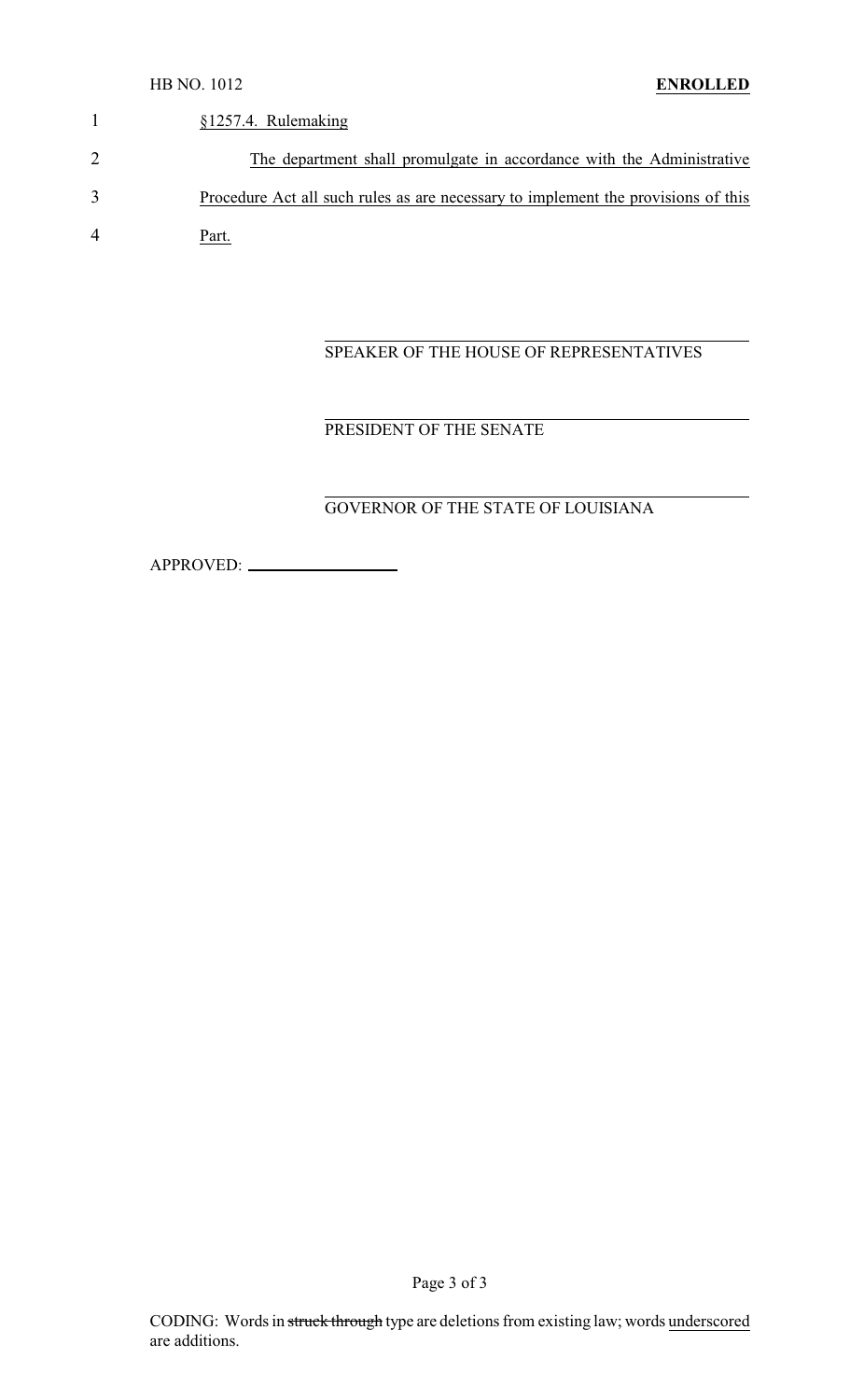§1257.4. Rulemaking

The department shall promulgate in accordance with the Administrative Procedure Act all such rules as are necessary to implement the provisions of this Part.

SPEAKER OF THE HOUSE OF REPRESENTATIVES

PRESIDENT OF THE SENATE

GOVERNOR OF THE STATE OF LOUISIANA

APPROVED: ____________________

CODING: Words in ~~struck through~~ type are deletions from existing law; words underscored are additions.